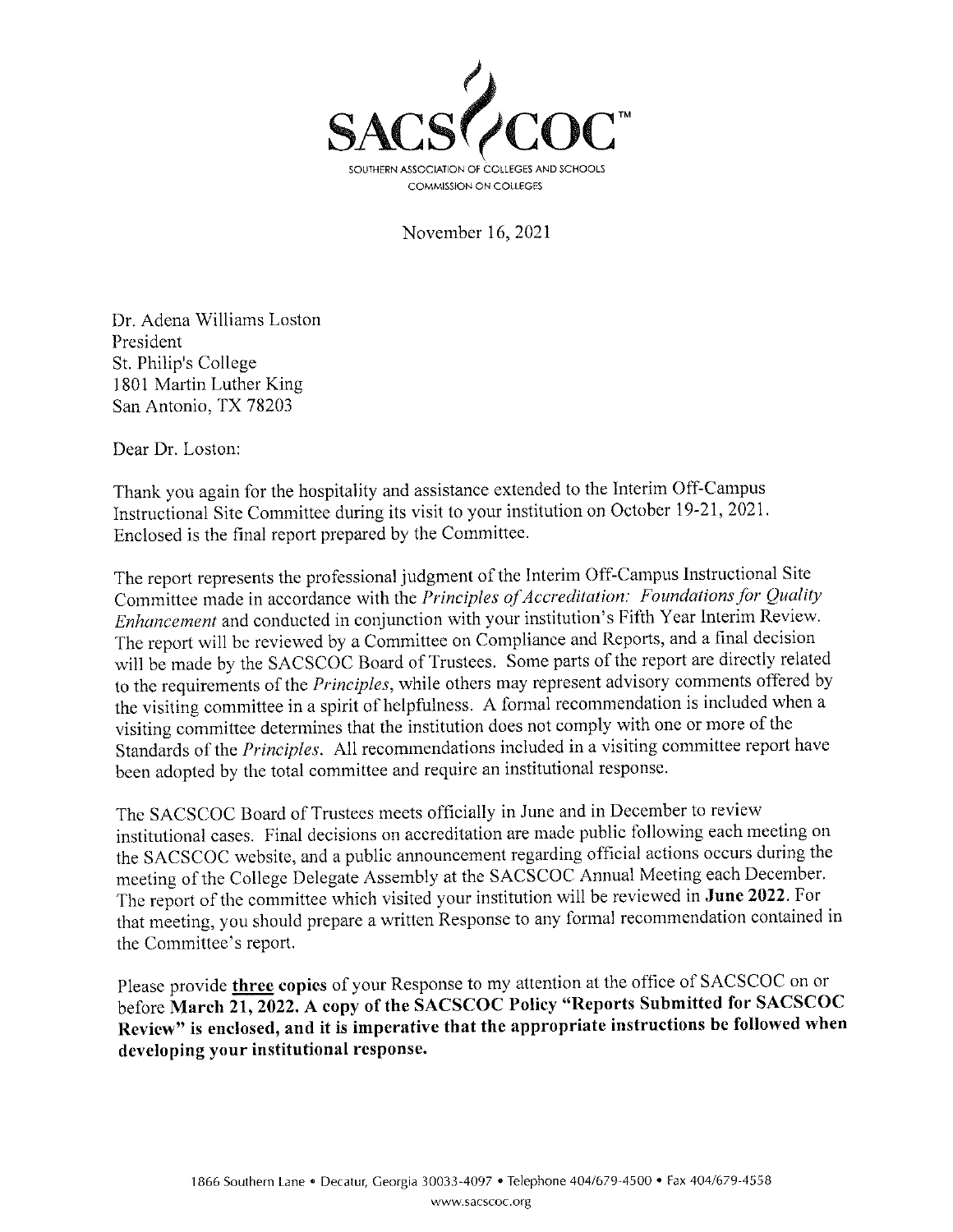SACS COC™

SOUTHERN ASSOCIATION OF COLLEGES AND SCHOOLS
COMMISSION ON COLLEGES

November 16, 2021

Dr. Adena Williams Loston
President
St. Philip's College
1801 Martin Luther King
San Antonio, TX 78203

Dear Dr. Loston:

Thank you again for the hospitality and assistance extended to the Interim Off-Campus Instructional Site Committee during its visit to your institution on October 19-21, 2021. Enclosed is the final report prepared by the Committee.

The report represents the professional judgment of the Interim Off-Campus Instructional Site Committee made in accordance with the *Principles of Accreditation: Foundations for Quality Enhancement* and conducted in conjunction with your institution's Fifth Year Interim Review. The report will be reviewed by a Committee on Compliance and Reports, and a final decision will be made by the SACSCOC Board of Trustees. Some parts of the report are directly related to the requirements of the *Principles*, while others may represent advisory comments offered by the visiting committee in a spirit of helpfulness. A formal recommendation is included when a visiting committee determines that the institution does not comply with one or more of the Standards of the *Principles*. All recommendations included in a visiting committee report have been adopted by the total committee and require an institutional response.

The SACSCOC Board of Trustees meets officially in June and in December to review institutional cases. Final decisions on accreditation are made public following each meeting on the SACSCOC website, and a public announcement regarding official actions occurs during the meeting of the College Delegate Assembly at the SACSCOC Annual Meeting each December. The report of the committee which visited your institution will be reviewed in **June 2022**. For that meeting, you should prepare a written Response to any formal recommendation contained in the Committee's report.

Please provide **three copies** of your Response to my attention at the office of SACSCOC on or before **March 21, 2022. A copy of the SACSCOC Policy "Reports Submitted for SACSCOC Review" is enclosed, and it is imperative that the appropriate instructions be followed when developing your institutional response.**

1866 Southern Lane • Decatur, Georgia 30033-4097 • Telephone 404/679-4500 • Fax 404/679-4558
www.sacscoc.org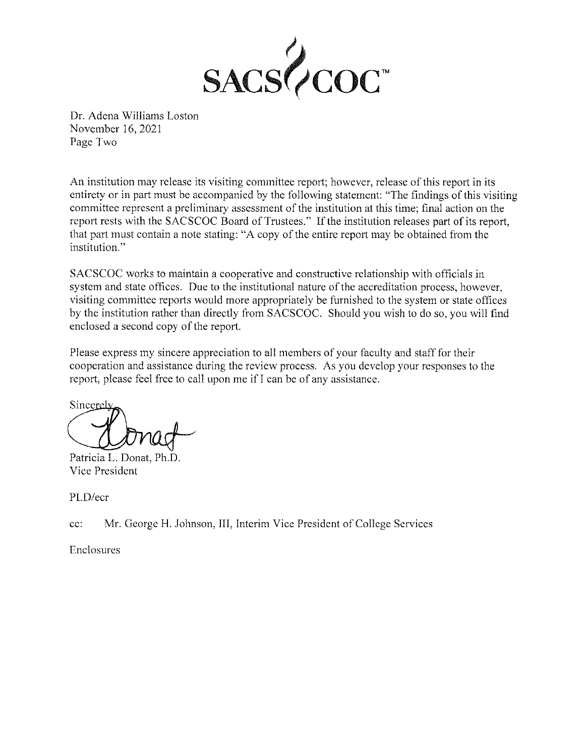Dr. Adena Williams Loston
November 16, 2021
Page Two

An institution may release its visiting committee report; however, release of this report in its entirety or in part must be accompanied by the following statement: "The findings of this visiting committee represent a preliminary assessment of the institution at this time; final action on the report rests with the SACSCOC Board of Trustees." If the institution releases part of its report, that part must contain a note stating: "A copy of the entire report may be obtained from the institution."

SACSCOC works to maintain a cooperative and constructive relationship with officials in system and state offices. Due to the institutional nature of the accreditation process, however, visiting committee reports would more appropriately be furnished to the system or state offices by the institution rather than directly from SACSCOC. Should you wish to do so, you will find enclosed a second copy of the report.

Please express my sincere appreciation to all members of your faculty and staff for their cooperation and assistance during the review process. As you develop your responses to the report, please feel free to call upon me if I can be of any assistance.

Sincerely,

Patricia L. Donat, Ph.D.
Vice President

PLD/ecr

cc: Mr. George H. Johnson, III, Interim Vice President of College Services

Enclosures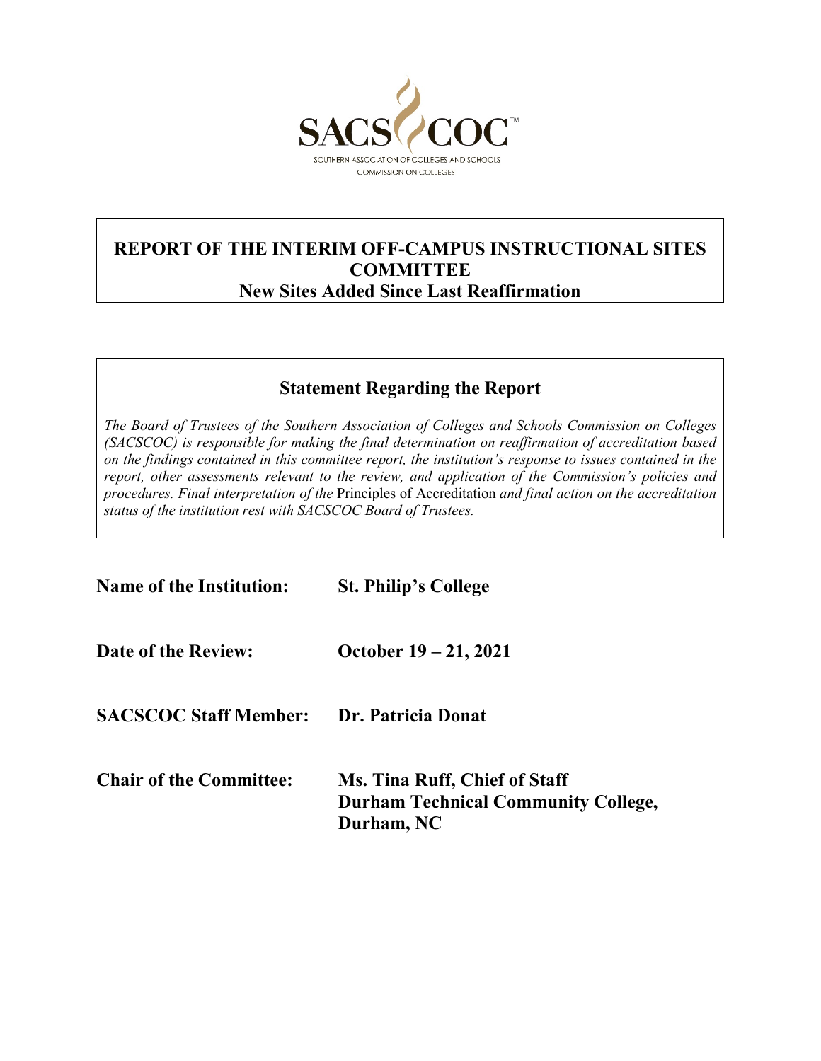SACSCOC™

SOUTHERN ASSOCIATION OF COLLEGES AND SCHOOLS
COMMISSION ON COLLEGES

# REPORT OF THE INTERIM OFF-CAMPUS INSTRUCTIONAL SITES COMMITTEE
## New Sites Added Since Last Reaffirmation

### Statement Regarding the Report

*The Board of Trustees of the Southern Association of Colleges and Schools Commission on Colleges (SACSCOC) is responsible for making the final determination on reaffirmation of accreditation based on the findings contained in this committee report, the institution's response to issues contained in the report, other assessments relevant to the review, and application of the Commission's policies and procedures. Final interpretation of the* Principles of Accreditation *and final action on the accreditation status of the institution rest with SACSCOC Board of Trustees.*

**Name of the Institution:** **St. Philip's College**

**Date of the Review:** **October 19 – 21, 2021**

**SACSCOC Staff Member:** **Dr. Patricia Donat**

**Chair of the Committee:** **Ms. Tina Ruff, Chief of Staff**
**Durham Technical Community College,**
**Durham, NC**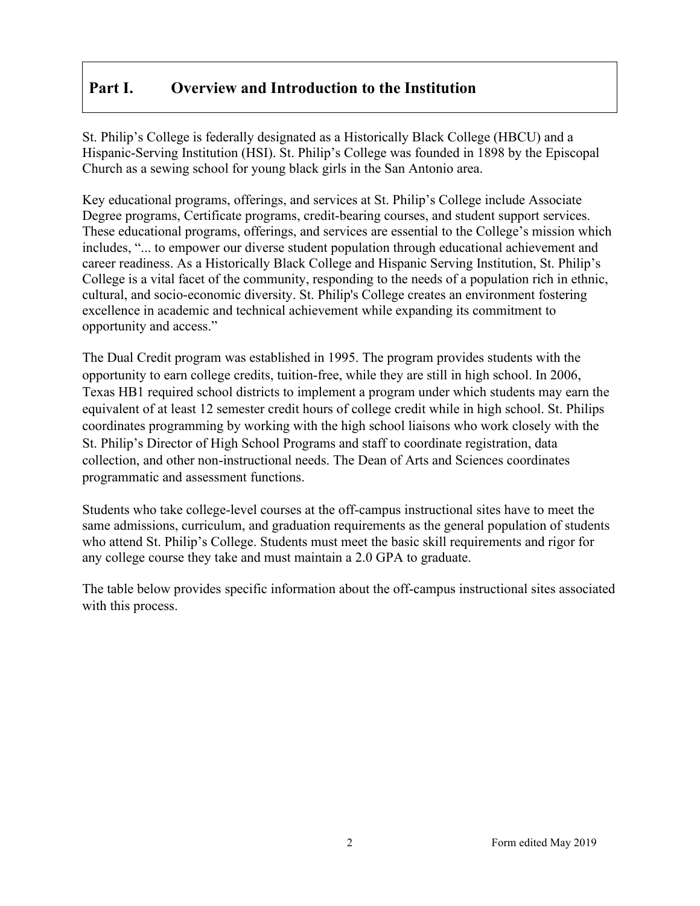## Part I. Overview and Introduction to the Institution

St. Philip's College is federally designated as a Historically Black College (HBCU) and a Hispanic-Serving Institution (HSI). St. Philip's College was founded in 1898 by the Episcopal Church as a sewing school for young black girls in the San Antonio area.

Key educational programs, offerings, and services at St. Philip's College include Associate Degree programs, Certificate programs, credit-bearing courses, and student support services. These educational programs, offerings, and services are essential to the College's mission which includes, "... to empower our diverse student population through educational achievement and career readiness. As a Historically Black College and Hispanic Serving Institution, St. Philip's College is a vital facet of the community, responding to the needs of a population rich in ethnic, cultural, and socio-economic diversity. St. Philip's College creates an environment fostering excellence in academic and technical achievement while expanding its commitment to opportunity and access."

The Dual Credit program was established in 1995. The program provides students with the opportunity to earn college credits, tuition-free, while they are still in high school. In 2006, Texas HB1 required school districts to implement a program under which students may earn the equivalent of at least 12 semester credit hours of college credit while in high school. St. Philips coordinates programming by working with the high school liaisons who work closely with the St. Philip's Director of High School Programs and staff to coordinate registration, data collection, and other non-instructional needs. The Dean of Arts and Sciences coordinates programmatic and assessment functions.

Students who take college-level courses at the off-campus instructional sites have to meet the same admissions, curriculum, and graduation requirements as the general population of students who attend St. Philip's College. Students must meet the basic skill requirements and rigor for any college course they take and must maintain a 2.0 GPA to graduate.

The table below provides specific information about the off-campus instructional sites associated with this process.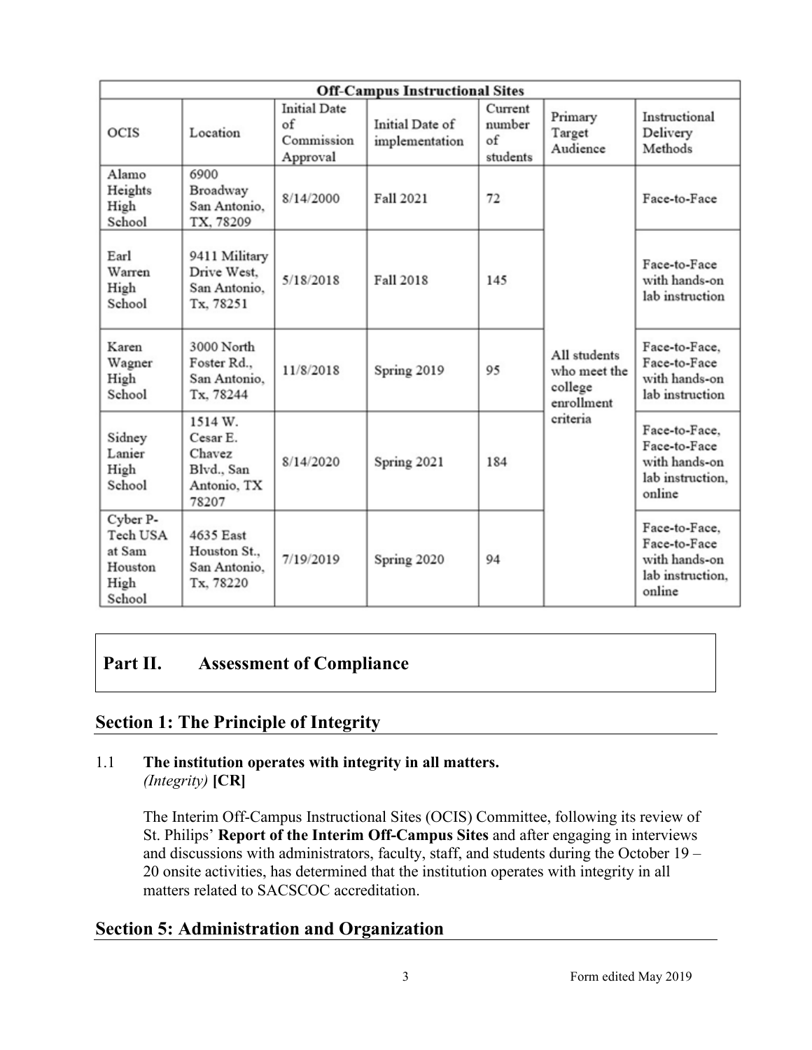| Off-Campus Instructional Sites | | | | | | |
|---|---|---|---|---|---|---|
| OCIS | Location | Initial Date of Commission Approval | Initial Date of implementation | Current number of students | Primary Target Audience | Instructional Delivery Methods |
| Alamo Heights High School | 6900 Broadway San Antonio, TX, 78209 | 8/14/2000 | Fall 2021 | 72 | All students who meet the college enrollment criteria | Face-to-Face |
| Earl Warren High School | 9411 Military Drive West, San Antonio, Tx, 78251 | 5/18/2018 | Fall 2018 | 145 | All students who meet the college enrollment criteria | Face-to-Face with hands-on lab instruction |
| Karen Wagner High School | 3000 North Foster Rd., San Antonio, Tx, 78244 | 11/8/2018 | Spring 2019 | 95 | All students who meet the college enrollment criteria | Face-to-Face, Face-to-Face with hands-on lab instruction |
| Sidney Lanier High School | 1514 W. Cesar E. Chavez Blvd., San Antonio, TX 78207 | 8/14/2020 | Spring 2021 | 184 | All students who meet the college enrollment criteria | Face-to-Face, Face-to-Face with hands-on lab instruction, online |
| Cyber P-Tech USA at Sam Houston High School | 4635 East Houston St., San Antonio, Tx, 78220 | 7/19/2019 | Spring 2020 | 94 | All students who meet the college enrollment criteria | Face-to-Face, Face-to-Face with hands-on lab instruction, online |

# Part II. Assessment of Compliance

## Section 1: The Principle of Integrity

1.1 **The institution operates with integrity in all matters.**
*(Integrity)* **[CR]**

The Interim Off-Campus Instructional Sites (OCIS) Committee, following its review of St. Philips' **Report of the Interim Off-Campus Sites** and after engaging in interviews and discussions with administrators, faculty, staff, and students during the October 19 – 20 onsite activities, has determined that the institution operates with integrity in all matters related to SACSCOC accreditation.

## Section 5: Administration and Organization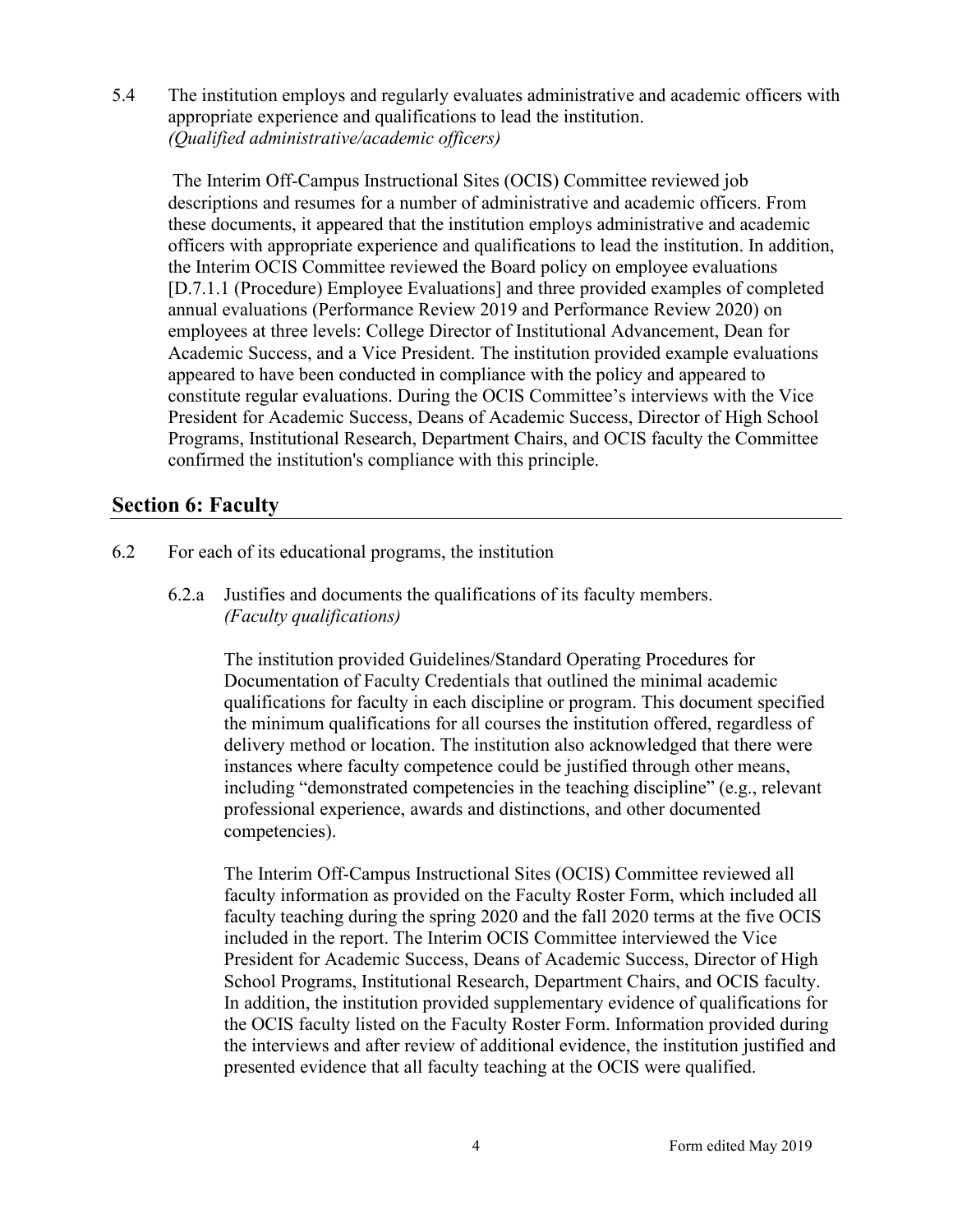5.4 The institution employs and regularly evaluates administrative and academic officers with appropriate experience and qualifications to lead the institution.
*(Qualified administrative/academic officers)*

The Interim Off-Campus Instructional Sites (OCIS) Committee reviewed job descriptions and resumes for a number of administrative and academic officers. From these documents, it appeared that the institution employs administrative and academic officers with appropriate experience and qualifications to lead the institution. In addition, the Interim OCIS Committee reviewed the Board policy on employee evaluations [D.7.1.1 (Procedure) Employee Evaluations] and three provided examples of completed annual evaluations (Performance Review 2019 and Performance Review 2020) on employees at three levels: College Director of Institutional Advancement, Dean for Academic Success, and a Vice President. The institution provided example evaluations appeared to have been conducted in compliance with the policy and appeared to constitute regular evaluations. During the OCIS Committee's interviews with the Vice President for Academic Success, Deans of Academic Success, Director of High School Programs, Institutional Research, Department Chairs, and OCIS faculty the Committee confirmed the institution's compliance with this principle.

## Section 6: Faculty

6.2 For each of its educational programs, the institution

6.2.a Justifies and documents the qualifications of its faculty members.
*(Faculty qualifications)*

The institution provided Guidelines/Standard Operating Procedures for Documentation of Faculty Credentials that outlined the minimal academic qualifications for faculty in each discipline or program. This document specified the minimum qualifications for all courses the institution offered, regardless of delivery method or location. The institution also acknowledged that there were instances where faculty competence could be justified through other means, including "demonstrated competencies in the teaching discipline" (e.g., relevant professional experience, awards and distinctions, and other documented competencies).

The Interim Off-Campus Instructional Sites (OCIS) Committee reviewed all faculty information as provided on the Faculty Roster Form, which included all faculty teaching during the spring 2020 and the fall 2020 terms at the five OCIS included in the report. The Interim OCIS Committee interviewed the Vice President for Academic Success, Deans of Academic Success, Director of High School Programs, Institutional Research, Department Chairs, and OCIS faculty. In addition, the institution provided supplementary evidence of qualifications for the OCIS faculty listed on the Faculty Roster Form. Information provided during the interviews and after review of additional evidence, the institution justified and presented evidence that all faculty teaching at the OCIS were qualified.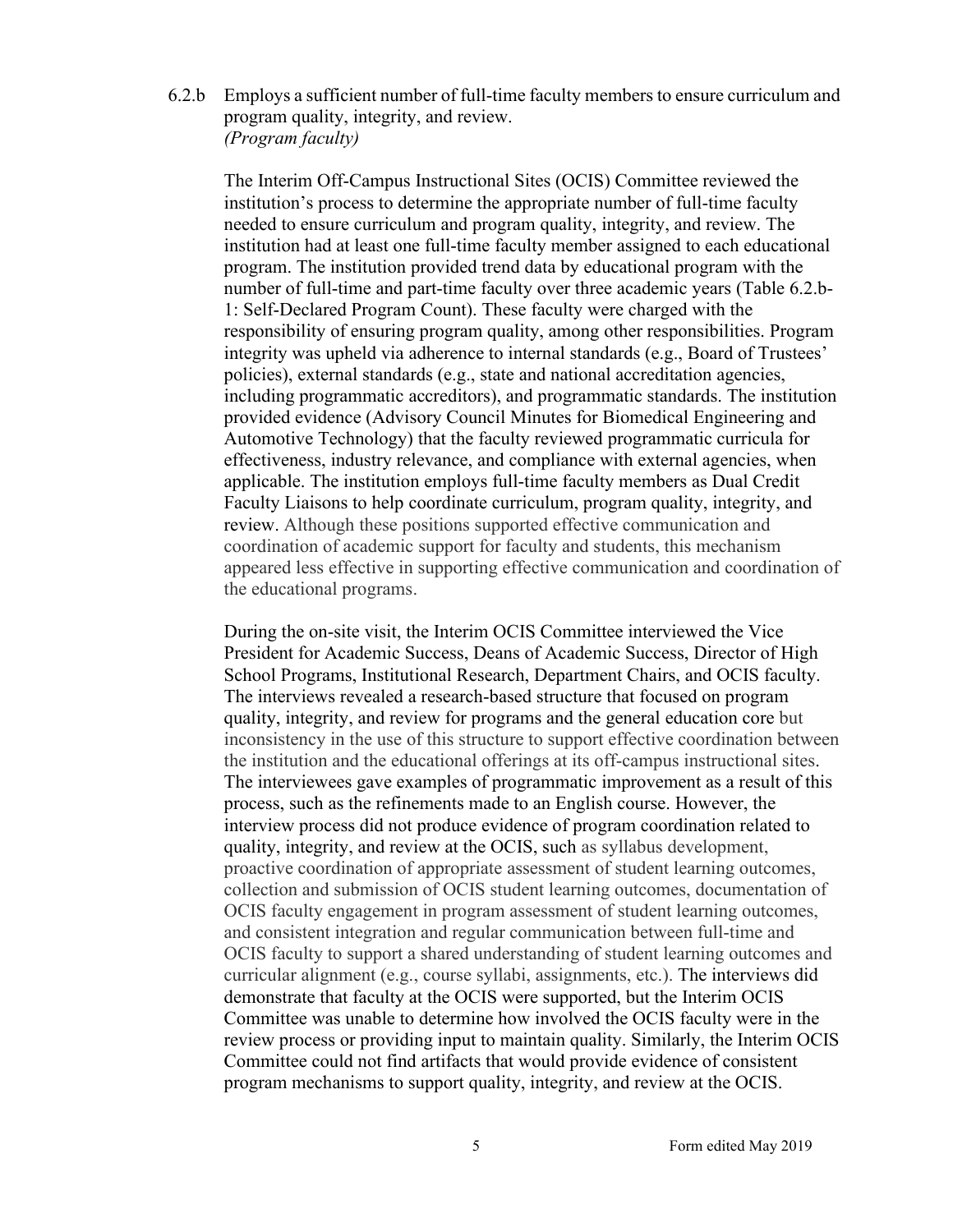6.2.b Employs a sufficient number of full-time faculty members to ensure curriculum and program quality, integrity, and review.
*(Program faculty)*

The Interim Off-Campus Instructional Sites (OCIS) Committee reviewed the institution's process to determine the appropriate number of full-time faculty needed to ensure curriculum and program quality, integrity, and review. The institution had at least one full-time faculty member assigned to each educational program. The institution provided trend data by educational program with the number of full-time and part-time faculty over three academic years (Table 6.2.b-1: Self-Declared Program Count). These faculty were charged with the responsibility of ensuring program quality, among other responsibilities. Program integrity was upheld via adherence to internal standards (e.g., Board of Trustees' policies), external standards (e.g., state and national accreditation agencies, including programmatic accreditors), and programmatic standards. The institution provided evidence (Advisory Council Minutes for Biomedical Engineering and Automotive Technology) that the faculty reviewed programmatic curricula for effectiveness, industry relevance, and compliance with external agencies, when applicable. The institution employs full-time faculty members as Dual Credit Faculty Liaisons to help coordinate curriculum, program quality, integrity, and review. Although these positions supported effective communication and coordination of academic support for faculty and students, this mechanism appeared less effective in supporting effective communication and coordination of the educational programs.

During the on-site visit, the Interim OCIS Committee interviewed the Vice President for Academic Success, Deans of Academic Success, Director of High School Programs, Institutional Research, Department Chairs, and OCIS faculty. The interviews revealed a research-based structure that focused on program quality, integrity, and review for programs and the general education core but inconsistency in the use of this structure to support effective coordination between the institution and the educational offerings at its off-campus instructional sites. The interviewees gave examples of programmatic improvement as a result of this process, such as the refinements made to an English course. However, the interview process did not produce evidence of program coordination related to quality, integrity, and review at the OCIS, such as syllabus development, proactive coordination of appropriate assessment of student learning outcomes, collection and submission of OCIS student learning outcomes, documentation of OCIS faculty engagement in program assessment of student learning outcomes, and consistent integration and regular communication between full-time and OCIS faculty to support a shared understanding of student learning outcomes and curricular alignment (e.g., course syllabi, assignments, etc.). The interviews did demonstrate that faculty at the OCIS were supported, but the Interim OCIS Committee was unable to determine how involved the OCIS faculty were in the review process or providing input to maintain quality. Similarly, the Interim OCIS Committee could not find artifacts that would provide evidence of consistent program mechanisms to support quality, integrity, and review at the OCIS.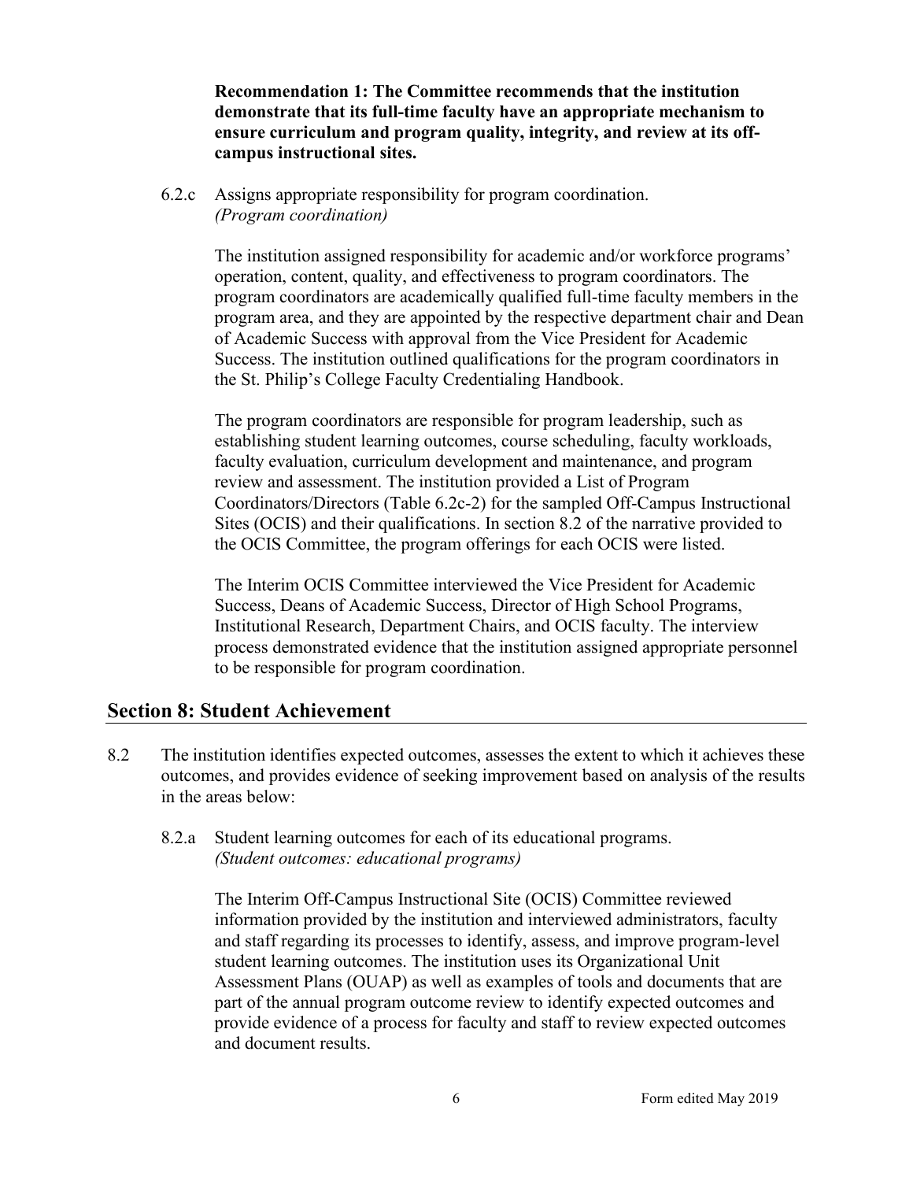**Recommendation 1: The Committee recommends that the institution demonstrate that its full-time faculty have an appropriate mechanism to ensure curriculum and program quality, integrity, and review at its off-campus instructional sites.**

6.2.c Assigns appropriate responsibility for program coordination. *(Program coordination)*

The institution assigned responsibility for academic and/or workforce programs' operation, content, quality, and effectiveness to program coordinators. The program coordinators are academically qualified full-time faculty members in the program area, and they are appointed by the respective department chair and Dean of Academic Success with approval from the Vice President for Academic Success. The institution outlined qualifications for the program coordinators in the St. Philip's College Faculty Credentialing Handbook.

The program coordinators are responsible for program leadership, such as establishing student learning outcomes, course scheduling, faculty workloads, faculty evaluation, curriculum development and maintenance, and program review and assessment. The institution provided a List of Program Coordinators/Directors (Table 6.2c-2) for the sampled Off-Campus Instructional Sites (OCIS) and their qualifications. In section 8.2 of the narrative provided to the OCIS Committee, the program offerings for each OCIS were listed.

The Interim OCIS Committee interviewed the Vice President for Academic Success, Deans of Academic Success, Director of High School Programs, Institutional Research, Department Chairs, and OCIS faculty. The interview process demonstrated evidence that the institution assigned appropriate personnel to be responsible for program coordination.

## Section 8: Student Achievement

8.2 The institution identifies expected outcomes, assesses the extent to which it achieves these outcomes, and provides evidence of seeking improvement based on analysis of the results in the areas below:

8.2.a Student learning outcomes for each of its educational programs. *(Student outcomes: educational programs)*

The Interim Off-Campus Instructional Site (OCIS) Committee reviewed information provided by the institution and interviewed administrators, faculty and staff regarding its processes to identify, assess, and improve program-level student learning outcomes. The institution uses its Organizational Unit Assessment Plans (OUAP) as well as examples of tools and documents that are part of the annual program outcome review to identify expected outcomes and provide evidence of a process for faculty and staff to review expected outcomes and document results.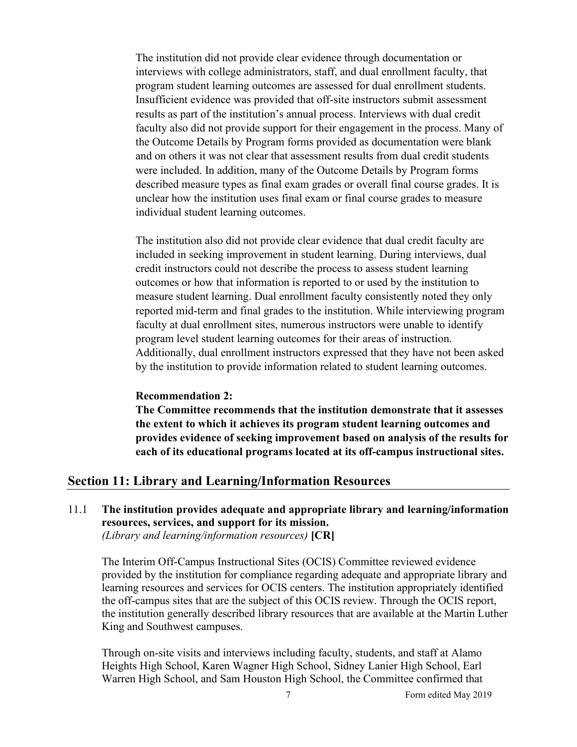The institution did not provide clear evidence through documentation or interviews with college administrators, staff, and dual enrollment faculty, that program student learning outcomes are assessed for dual enrollment students. Insufficient evidence was provided that off-site instructors submit assessment results as part of the institution's annual process. Interviews with dual credit faculty also did not provide support for their engagement in the process. Many of the Outcome Details by Program forms provided as documentation were blank and on others it was not clear that assessment results from dual credit students were included. In addition, many of the Outcome Details by Program forms described measure types as final exam grades or overall final course grades. It is unclear how the institution uses final exam or final course grades to measure individual student learning outcomes.

The institution also did not provide clear evidence that dual credit faculty are included in seeking improvement in student learning. During interviews, dual credit instructors could not describe the process to assess student learning outcomes or how that information is reported to or used by the institution to measure student learning. Dual enrollment faculty consistently noted they only reported mid-term and final grades to the institution. While interviewing program faculty at dual enrollment sites, numerous instructors were unable to identify program level student learning outcomes for their areas of instruction. Additionally, dual enrollment instructors expressed that they have not been asked by the institution to provide information related to student learning outcomes.

**Recommendation 2:**
**The Committee recommends that the institution demonstrate that it assesses the extent to which it achieves its program student learning outcomes and provides evidence of seeking improvement based on analysis of the results for each of its educational programs located at its off-campus instructional sites.**

## Section 11: Library and Learning/Information Resources

11.1 **The institution provides adequate and appropriate library and learning/information resources, services, and support for its mission.**
*(Library and learning/information resources)* **[CR]**

The Interim Off-Campus Instructional Sites (OCIS) Committee reviewed evidence provided by the institution for compliance regarding adequate and appropriate library and learning resources and services for OCIS centers. The institution appropriately identified the off-campus sites that are the subject of this OCIS review. Through the OCIS report, the institution generally described library resources that are available at the Martin Luther King and Southwest campuses.

Through on-site visits and interviews including faculty, students, and staff at Alamo Heights High School, Karen Wagner High School, Sidney Lanier High School, Earl Warren High School, and Sam Houston High School, the Committee confirmed that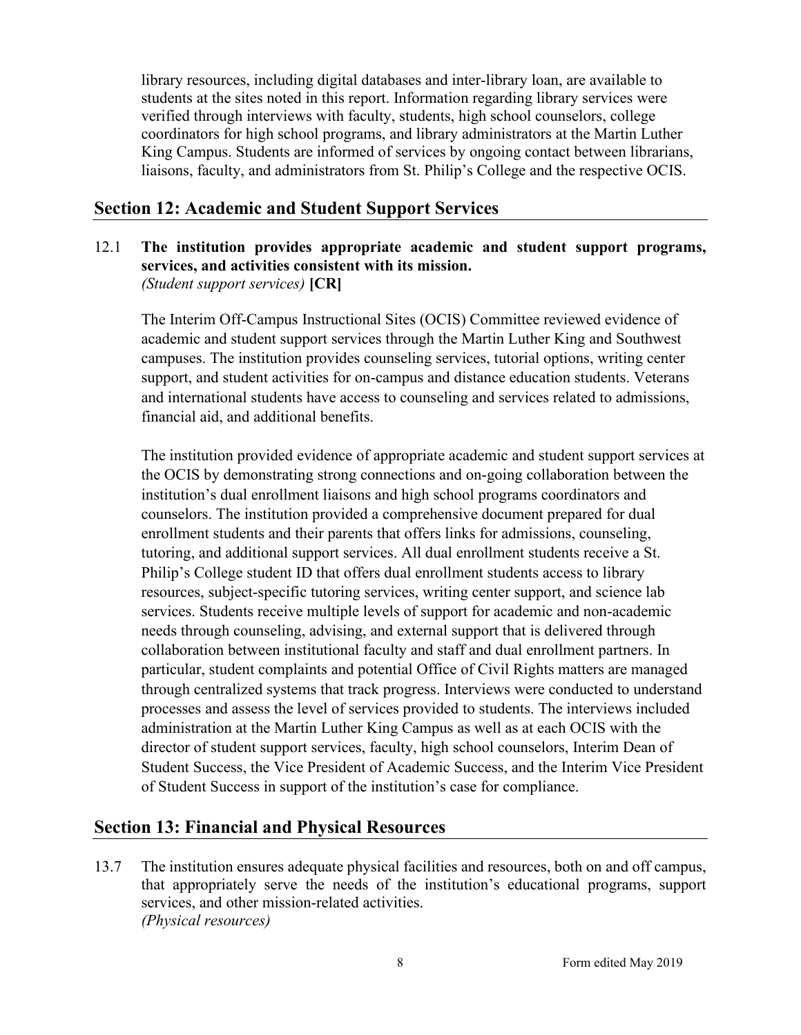library resources, including digital databases and inter-library loan, are available to students at the sites noted in this report. Information regarding library services were verified through interviews with faculty, students, high school counselors, college coordinators for high school programs, and library administrators at the Martin Luther King Campus. Students are informed of services by ongoing contact between librarians, liaisons, faculty, and administrators from St. Philip's College and the respective OCIS.

## Section 12: Academic and Student Support Services

12.1 **The institution provides appropriate academic and student support programs, services, and activities consistent with its mission.**
*(Student support services)* **[CR]**

The Interim Off-Campus Instructional Sites (OCIS) Committee reviewed evidence of academic and student support services through the Martin Luther King and Southwest campuses. The institution provides counseling services, tutorial options, writing center support, and student activities for on-campus and distance education students. Veterans and international students have access to counseling and services related to admissions, financial aid, and additional benefits.

The institution provided evidence of appropriate academic and student support services at the OCIS by demonstrating strong connections and on-going collaboration between the institution's dual enrollment liaisons and high school programs coordinators and counselors. The institution provided a comprehensive document prepared for dual enrollment students and their parents that offers links for admissions, counseling, tutoring, and additional support services. All dual enrollment students receive a St. Philip's College student ID that offers dual enrollment students access to library resources, subject-specific tutoring services, writing center support, and science lab services. Students receive multiple levels of support for academic and non-academic needs through counseling, advising, and external support that is delivered through collaboration between institutional faculty and staff and dual enrollment partners. In particular, student complaints and potential Office of Civil Rights matters are managed through centralized systems that track progress. Interviews were conducted to understand processes and assess the level of services provided to students. The interviews included administration at the Martin Luther King Campus as well as at each OCIS with the director of student support services, faculty, high school counselors, Interim Dean of Student Success, the Vice President of Academic Success, and the Interim Vice President of Student Success in support of the institution's case for compliance.

## Section 13: Financial and Physical Resources

13.7 The institution ensures adequate physical facilities and resources, both on and off campus, that appropriately serve the needs of the institution's educational programs, support services, and other mission-related activities.
*(Physical resources)*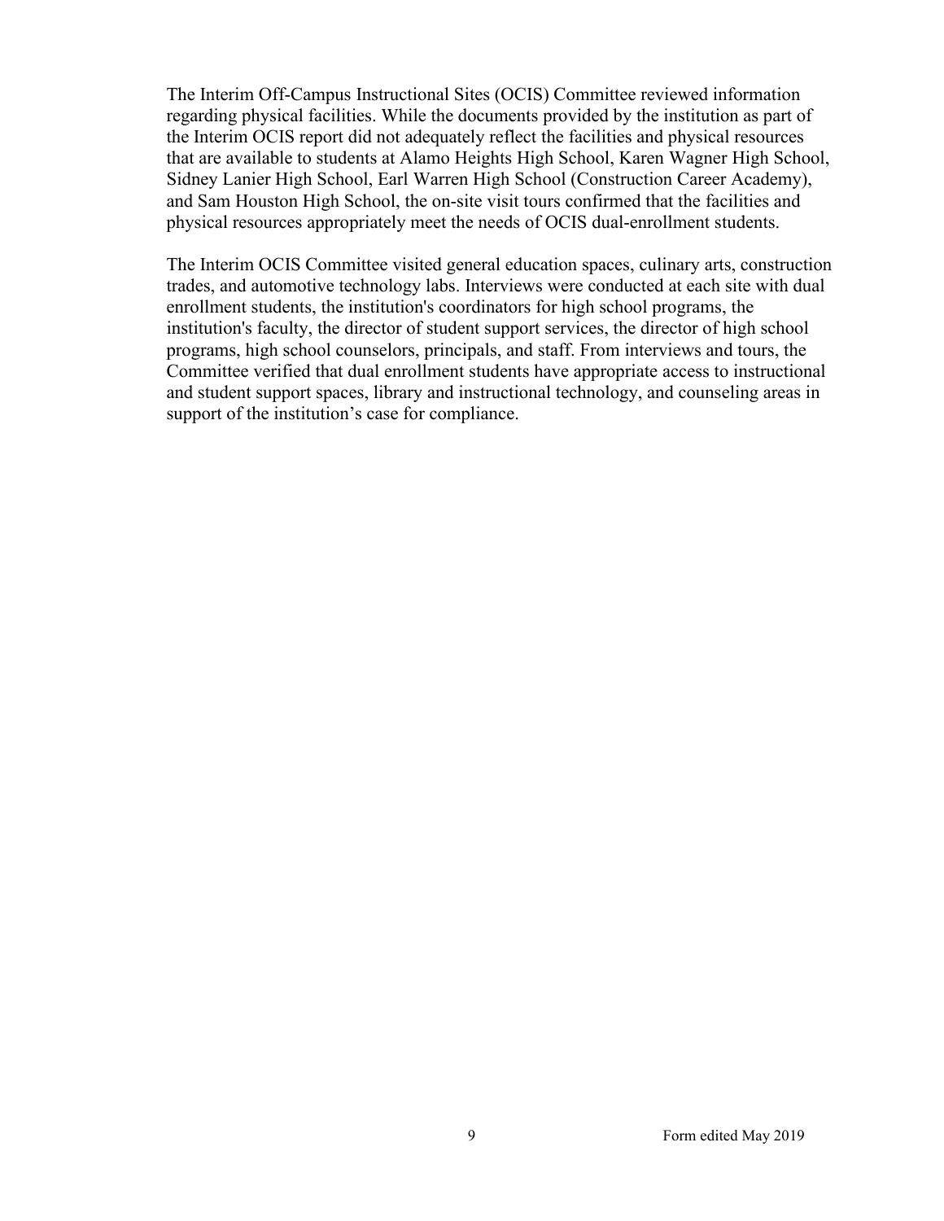The Interim Off-Campus Instructional Sites (OCIS) Committee reviewed information regarding physical facilities. While the documents provided by the institution as part of the Interim OCIS report did not adequately reflect the facilities and physical resources that are available to students at Alamo Heights High School, Karen Wagner High School, Sidney Lanier High School, Earl Warren High School (Construction Career Academy), and Sam Houston High School, the on-site visit tours confirmed that the facilities and physical resources appropriately meet the needs of OCIS dual-enrollment students.

The Interim OCIS Committee visited general education spaces, culinary arts, construction trades, and automotive technology labs. Interviews were conducted at each site with dual enrollment students, the institution's coordinators for high school programs, the institution's faculty, the director of student support services, the director of high school programs, high school counselors, principals, and staff. From interviews and tours, the Committee verified that dual enrollment students have appropriate access to instructional and student support spaces, library and instructional technology, and counseling areas in support of the institution's case for compliance.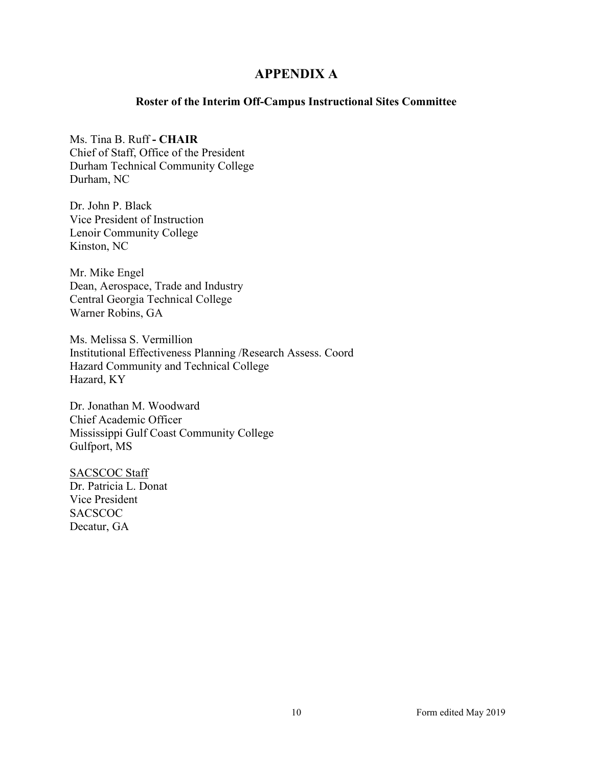# APPENDIX A

## Roster of the Interim Off-Campus Instructional Sites Committee

Ms. Tina B. Ruff **- CHAIR**
Chief of Staff, Office of the President
Durham Technical Community College
Durham, NC

Dr. John P. Black
Vice President of Instruction
Lenoir Community College
Kinston, NC

Mr. Mike Engel
Dean, Aerospace, Trade and Industry
Central Georgia Technical College
Warner Robins, GA

Ms. Melissa S. Vermillion
Institutional Effectiveness Planning /Research Assess. Coord
Hazard Community and Technical College
Hazard, KY

Dr. Jonathan M. Woodward
Chief Academic Officer
Mississippi Gulf Coast Community College
Gulfport, MS

<u>SACSCOC Staff</u>
Dr. Patricia L. Donat
Vice President
SACSCOC
Decatur, GA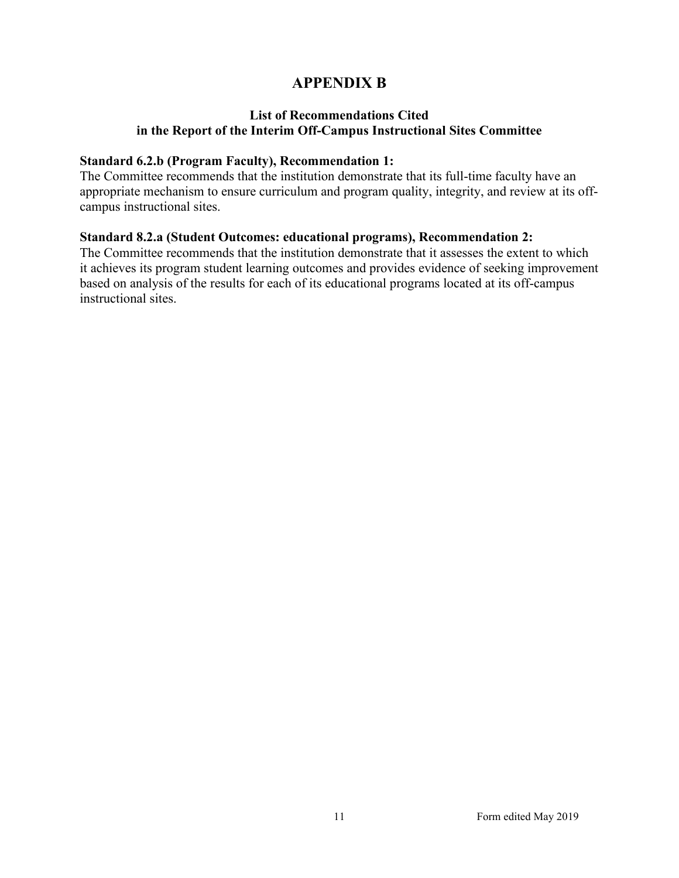# APPENDIX B

### List of Recommendations Cited in the Report of the Interim Off-Campus Instructional Sites Committee

**Standard 6.2.b (Program Faculty), Recommendation 1:**
The Committee recommends that the institution demonstrate that its full-time faculty have an appropriate mechanism to ensure curriculum and program quality, integrity, and review at its off-campus instructional sites.

**Standard 8.2.a (Student Outcomes: educational programs), Recommendation 2:**
The Committee recommends that the institution demonstrate that it assesses the extent to which it achieves its program student learning outcomes and provides evidence of seeking improvement based on analysis of the results for each of its educational programs located at its off-campus instructional sites.